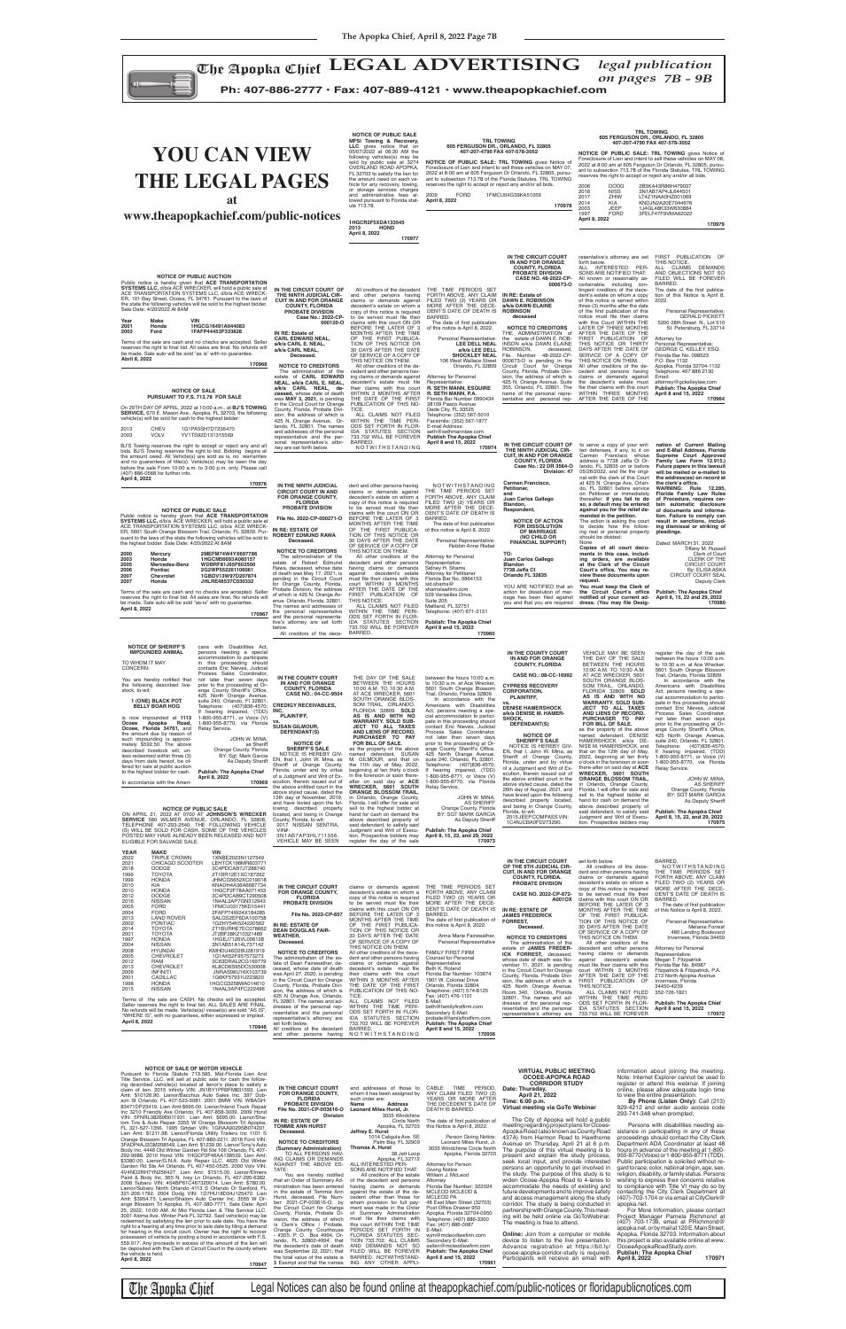# The Apopka Chief LEGAL ADVERTISING

*legal publication on pages 7B - 9B*

Ph: 407-886-2777 • Fax: 407-889-4121 • www.theapopkachief.com

# YOU CAN VIEW THE LEGAL PAGES

at

**www.theapopkachief.com/public-notices**

---

**NOTICE OF PUBLIC SALE**

**MFSI Towing & Recovery, LLC** gives notice that on 05/07/2022 at 08:30 AM the following vehicles(s) may be sold by public sale at 5274 OVERLAND ROAD APOPKA, FL 32703 to satisfy the lien for the amount owed on each vehicle for any recovery, towing, or storage services charges and administrative fees allowed pursuant to Florida statute 713.78.

1HGCR2F5XDA133545
2013 HOND

**April 8, 2022**

**170977**

---

**TRL TOWING**
**605 FERGUSON DR., ORLANDO, FL 32805**
**407-207-4790 FAX 407-578-3052**

**NOTICE OF PUBLIC SALE: TRL TOWING** gives Notice of Foreclosure of Lien and intent to sell these vehicles on MAY 07, 2022 at 8:00 am at 605 Ferguson Dr Orlando, FL 32805, pursuant to subsection 713.78 of the Florida Statutes. TRL TOWING reserves the right to accept or reject any and/or all bids.

2009 FORD 1FMCU04G39KA51059

**April 8, 2022**

**170978**

---

**TRL TOWING**
**605 FERGUSON DR., ORLANDO, FL 32805**
**407-207-4790 FAX 407-578-3052**

**NOTICE OF PUBLIC SALE: TRL TOWING** gives Notice of Foreclosure of Lien and intent to sell these vehicles on MAY 08, 2022 at 8:00 am at 605 Ferguson Dr Orlando, FL 32805, pursuant to subsection 713.78 of the Florida Statutes. TRL TOWING reserves the right to accept or reject any and/or all bids.

| | | |
|---|---|---|
| 2006 | DODG | 2B3KA43R86H476037 |
| 2018 | NISS | 3N1AB7AP4JL644501 |
| 2017 | ZHIW | LT4Z1NAA0HZD01069 |
| 2014 | KIA | KNDJN2A20E7044676 |
| 2003 | JEEP | 1J4GL48K33W603884 |
| 1997 | FORD | 3FELF47F6VMA62022 |

**April 8, 2022**

**170979**

---

**NOTICE OF PUBLIC AUCTION**

Public notice is hereby given that **ACE TRANSPORTATION SYSTEMS LLC**, d/b/a ACE WRECKER, will hold a public sale at ACE TRANSPORTATION SYSTEMS LLC, d/b/a ACE WRECKER, 101 Bay Street, Ocoee, FL 34761. Pursuant to the laws of the state the following vehicles will be sold to the highest bidder. Sale Date: 4/20/2022 At 8AM

| Year | Make | VIN |
|---|---|---|
| 2001 | Honda | 1HGCG16491A044083 |
| 2003 | Ford | 1FAFP44453F333828 |

Terms of the sale are cash and no checks are accepted. Seller reserves the right to final bid. All sales are final. No refunds will be made. Sale auto will be sold "as is" with no guarantee.

**April 8, 2022**

**170968**

---

**IN THE CIRCUIT COURT OF THE NINTH JUDICIAL CIRCUIT IN AND FOR ORANGE COUNTY, FLORIDA PROBATE DIVISION**
**Case No.: 2022-CP-000120-O**

**IN RE: Estate of CARL EDWARD NEAL, a/k/a CARL E. NEAL, a/k/a CARL NEAL, Deceased.**

**NOTICE TO CREDITORS**

The administration of the estate of **CARL EDWARD NEAL, a/k/a CARL E. NEAL, a/k/a CARL NEAL, deceased**, whose date of death was **MAY 3, 2021**, is pending in the Circuit Court for Orange County, Florida, Probate Division, the address of which is 425 N. Orange Avenue, Orlando, FL 32801. The names and addresses of the personal representative and the personal representative's attorney are set forth below.

All creditors of the decedent and other persons having claims or demands against decedent's estate on whom a copy of this notice is required to be served must file their claims with this court ON OR BEFORE THE LATER OF 3 MONTHS AFTER THE TIME OF THE FIRST PUBLICATION OF THIS NOTICE OR 30 DAYS AFTER THE DATE OF SERVICE OF A COPY OF THIS NOTICE ON THEM.

All other creditors of the decedent and other persons having claims or demands against decedent's estate must file their claims with this court WITHIN 3 MONTHS AFTER THE DATE OF THE FIRST PUBLICATION OF THIS NOTICE.

ALL CLAIMS NOT FILED WITHIN THE TIME PERIODS SET FORTH IN FLORIDA STATUTES SECTION 733.702 WILL BE FOREVER BARRED.

NOTWITHSTANDING THE TIME PERIODS SET FORTH ABOVE, ANY CLAIM FILED TWO (2) YEARS OR MORE AFTER THE DECEDENT'S DATE OF DEATH IS BARRED.

The date of first publication of this notice is April 8, 2022.

Personal Representative:
**LEE DELL NEAL**
**a/k/a LEE DELL SHOCKLEY NEAL**
106 West Wallace Street
Orlando, FL 32809

Attorney for Personal Representative:
**R. SETH MANN, ESQUIRE**
**R. SETH MANN, P.A.**
Florida Bar Number 0990434
3810 Piedmont Avenue
Dade City, FL 33525
Telephone: (352) 567-5010
Facsimile: (352) 567-1877
E-Mail Address: seth@sethmannlaw.com

**Publish The Apopka Chief**
**April 8 and 15, 2022**

**170974**

---

**IN THE CIRCUIT COURT IN AND FOR ORANGE COUNTY, FLORIDA PROBATE DIVISION**
**CASE NO. 48-2022-CP-000673-O**

**IN RE: Estate of DAWN E. ROBINSON a/k/a DAWN ELAINE ROBINSON deceased**

**NOTICE TO CREDITORS**

THE ADMINISTRATION of the estate of DAWN E. ROBINSON a/k/a DAWN ELAINE ROBINSON, deceased, File Number 48-2022-CP-000673-O is pending in the Circuit Court for Orange County, Florida, Probate Division, the address of which is 425 N. Orange Avenue, Suite 355, Orlando, FL 32801. The name of the personal representative and the personal representative's attorney are set forth below.

ALL INTERESTED PERSONS ARE NOTIFIED THAT:

All known or reasonably ascertainable, including contingent creditors of the decedent's estate on whom a copy of this notice is served within three (3) months after the date of the first publication of this notice must file their claims with this Court WITHIN THE LATER OF THREE MONTHS AFTER THE DATE OF THE FIRST PUBLICATION OF THIS NOTICE OR THIRTY DAYS AFTER THE DATE OF SERVICE OF A COPY OF THIS NOTICE ON THEM.

All other creditors of the decedent and persons having claims or demands against the decedent's estate must file their claims with this court WITHIN THREE MONTHS AFTER THE DATE OF THE FIRST PUBLICATION OF THIS NOTICE.

ALL CLAIMS AND DEMANDS NOT SO FILED WILL BE FOREVER BARRED.

The date of the first publication of this Notice is April 8, 2022.

Personal Representative:
GERALD FOSSETT
5200 28th Street N., Lot 510
St. Petersburg, FL 33714

Attorney for Personal Representative:
GEORGE C. KELLEY, ESQ.
Florida Bar No. 098523
P.O. Box 1102
Apopka, Florida 32704-1132
Telephone: 407-886-2130
Email: attorney@gckelleylaw.com

**Publish: The Apopka Chief**
**April 8 and 15, 2022**

**170964**

---

**NOTICE OF SALE PURSUANT TO F.S. 713.78 FOR SALE**

On 29TH DAY OF APRIL, 2022 at 10:00 a.m., at **BJ'S TOWING SERVICE**, 670 E. Mason Ave., Apopka, FL 32703, the following vehicle(s) will be sold for cash to the highest bidder:

| | | |
|---|---|---|
| 2013 | CHEV | 1G1PA5SH7D7236470 |
| 2003 | VOLV | YV1TS92D131315569 |

BJ'S Towing reserves the right to accept or reject any and all bids. BJ'S Towing reserves the right to bid. Bidding begins at the amount owed. All Vehicle(s) are sold as is, no warranties and no guarantees of title(s). Vehicle(s) may be seen the day before the sale From 10:00 a.m. to 3:00 p.m. only. Please call (407) 886-0568 for further info.

**April 8, 2022**

**170976**

---

**NOTICE OF PUBLIC SALE**

Public notice is hereby given that **ACE TRANSPORTATION SYSTEMS LLC**, d/b/a ACE WRECKER, will hold a public sale at ACE TRANSPORTATION SYSTEMS LLC, d/b/a ACE WRECKER, 5601 South Orange Blossom Trail, Orlando, FL 32839. Pursuant to the laws of the state the following vehicles will be sold to the highest bidder. Sale Date: 4/20/2022 At 8AM

| | | |
|---|---|---|
| 2000 | Mercury | 2MEFM74W4YX697786 |
| 2003 | Honda | 1HGCM56663A060157 |
| 2005 | Mercedes-Benz | WDBRF61J85F602550 |
| 2006 | Pontiac | 2G2WP552361106000 |
| 2007 | Chevrolet | 1GBDV13W97D207614 |
| 2007 | Honda | JHLRE48537C030332 |

Terms of the sale are cash and no checks are accepted. Seller reserves the right to final bid. All sales are final. No refunds will be made. Sale auto will be sold "as-is" with no guarantee.

**April 8, 2022**

**170967**

---

**IN THE NINTH JUDICIAL CIRCUIT COURT IN AND FOR ORANGE COUNTY, FLORIDA PROBATE DIVISION**

**File No. 2022-CP-000271-O**

**IN RE: ESTATE OF ROBERT EDMUND RAWA Deceased.**

**NOTICE TO CREDITORS**

The administration of the estate of Robert Edmund Rawa, deceased, whose date of death was May 17, 2021, is pending in the Circuit Court for Orange County, Florida, Probate Division, the address of which is 425 North Orange Avenue Orlando, Florida, 32801. The names and addresses of the personal representative and the personal representative's attorney are set forth below.

All creditors of the decedent and other persons having claims or demands against decedent's estate on whom a copy of this notice is required to be served must file their claims with this court ON OR BEFORE THE LATER OF 3 MONTHS AFTER THE TIME OF THE FIRST PUBLICATION OF THIS NOTICE OR 30 DAYS AFTER THE DATE OF SERVICE OF A COPY OF THIS NOTICE ON THEM.

All other creditors of the decedent and other persons having claims or demands against decedent's estate must file their claims with this court WITHIN 3 MONTHS AFTER THE DATE OF THE FIRST PUBLICATION OF THIS NOTICE.

ALL CLAIMS NOT FILED WITHIN THE TIME PERIODS SET FORTH IN FLORIDA STATUTES SECTION 733.702 WILL BE FOREVER BARRED.

NOTWITHSTANDING THE TIME PERIODS SET FORTH ABOVE, ANY CLAIM FILED TWO (2) YEARS OR MORE AFTER THE DECEDENT'S DATE OF DEATH IS BARRED.

The date of first publication of this notice is April 8, 2022.

Personal Representative:
Robbin Anne Riebel

Attorney for Personal Representative:
Sidney R. Shams
Attorney for Petitioner
Florida Bar No. 0984153
sid.shams@shamslawfirm.com
529 Versailles Drive,
Suite 205
Maitland, FL 32751
Telephone: (407) 671-3131

**Publish The Apopka Chief**
**April 8 and 15, 2022**

**170960**

---

**IN THE CIRCUIT COURT OF THE NINTH JUDICIAL CIRCUIT, IN AND FOR ORANGE COUNTY, FLORIDA**
**Case No.: 22 DR 3564-O**
**Division: 47**

**Carmen Francisco, Petitioner,**
and
**Juan Carlos Gallego Blandon, Respondent,**

**NOTICE OF ACTION FOR DISSOLUTION OF MARRIAGE (NO CHILD OR FINANCIAL SUPPORT)**

TO: **Juan Carlos Gallego Blandon**
**7738 Jaffa Ct**
**Orlando FL 32835**

YOU ARE NOTIFIED that an action for dissolution of marriage has been filed against you and that you are required to serve a copy of your written defenses, if any, to it on Carmen Francisco whose address is 7738 Jaffa Ct Orlando, FL 32835 on or before 05/26/2022, and file the original with the clerk of this Court at 425 N. Orange Ave, Orlando, FL 32801 before service on Petitioner or immediately thereafter. **If you fail to do so, a default may be entered against you for the relief demanded in the petition.**

The action is asking the court to decide how the following real or personal property should be divided:

None

**Copies of all court documents in this case, including orders, are available at the Clerk of the Circuit Court's office. You may review these documents upon request.**

**You must keep the Clerk of the Circuit Court's office notified of your current address. (You may file Designation of Current Mailing and E-Mail Address, Florida Supreme Court Approved Family Law Form 12.915.) Future papers in this lawsuit will be mailed or e-mailed to the address(es) on record at the clerk's office.**

**WARNING: Rule 12.285, Florida Family Law Rules of Procedure, requires certain automatic disclosure of documents and information. Failure to comply can result in sanctions, including dismissal or striking of pleadings.**

Dated: MARCH 31, 2022

Tiffany M. Russell
Clerk of Court
CLERK OF THE CIRCUIT COURT
By: ELISA ASIA
CIRCUIT COURT SEAL
Deputy Clerk

**Publish: The Apopka Chief**
**April 8, 15, 22 and 29, 2022**

**170980**

---

**NOTICE OF SHERIFF'S IMPOUNDED ANIMAL**

TO WHOM IT MAY CONCERN:

You are hereby notified that the following described livestock, to-wit:

**1 (ONE) BLACK POT BELLY BOAR HOG**

is now impounded at **1113 Ocoee Apopka Road, Ocoee, Florida 34761**, and the amount due by reason of such impounding is approximately $192.50. The above described livestock will, unless redeemed within three (3) days from date hereof, be offered for sale at public auction to the highest bidder for cash.

In accordance with the Americans with Disabilities Act, persons needing a special accommodation to participate in this proceeding should contact Eric Nieves, Judicial Process Sales Coordinator, not later than seven days prior to the proceeding at Orange County Sheriff's Office, 425 North Orange Avenue, suite 240, Orlando, Fl 32801. Telephone: (407)836-4570; If hearing impaired, (TDD) 1-800-955-8771, or Voice (V) 1-800-955-8770, via Florida Relay Service.

JOHN W. MINA,
as Sheriff
Orange County, Florida
BY: Sgt. Marla Garcia
As Deputy Sheriff

**Publish: The Apopka Chief**
**April 8, 2022**

**170969**

---

**IN THE COUNTY COURT IN AND FOR ORANGE COUNTY, FLORIDA**
**CASE NO.: 04-CC-9504**

**CREDIGY RECEIVABLES, INC, PLAINTIFF,**
vs.
**SUSAN GILMOUR, DEFENDANT(S)**

**NOTICE OF SHERIFF'S SALE**

NOTICE IS HEREBY GIVEN, that I, John W. Mina, as Sheriff of Orange County, Florida, under and by virtue of a Judgment and Writ of Execution, therein issued out of the above entitled court in the above styled cause, dated the 13th day of November, 2019, and have levied upon the following described property located, and being in Orange County, Florida, to-wit:

2017 NISSAN SENTRA, VIN# 3N1AB7AP3HL711356. VEHICLE MAY BE SEEN THE DAY OF THE SALE BETWEEN THE HOURS 10:00 A.M. TO 10:30 A.M. AT ACE WRECKER, 5601 SOUTH ORANGE BLOSSOM TRAIL, ORLANDO, FLORIDA 32809. **SOLD AS IS AND WITH NO WARRANTY. SOLD SUBJECT TO ALL TAXES AND LIENS OF RECORD. PURCHASER TO PAY FOR BILL OF SALE.**

as the property of the above named defendant, SUSAN M. GILMOUR, and that on the 11th day of May, 2022, beginning at ten thirty o'clock in the forenoon or soon there-after on said day at **ACE WRECKER, 5601 SOUTH ORANGE BLOSSOM TRAIL**, in Orlando, Orange County, Florida. I will offer for sale and sell to the highest bidder at hand for cash on demand the above described property of said defendant, to satisfy said Judgment and Writ of Execution. Prospective bidders may register the day of the sale between the hours 10:00 a.m. to 10:30 a.m. at Ace Wrecker, 5601 South Orange Blossom Trail, Orlando, Florida 32809.

In accordance with the Americans with Disabilities Act, persons needing a special accommodation to participate in this proceeding should contact Eric Nieves, Judicial Process Sales Coordinator, not later than seven days prior to the proceeding at Orange County Sheriff's Office, 425 North Orange Avenue, suite 240, Orlando, FL 32801. Telephone: (407)836-4570; If hearing impaired, (TDD) 1-800-955-8771, or Voice (V) 1-800-955-8770, via Florida Relay Service.

JOHN W. MINA,
AS SHERIFF
Orange County, Florida
BY: SGT MARK GARCIA
As Deputy Sheriff

**Publish: The Apopka Chief**
**April 8, 15, 22 and 29, 2022**

**170973**

---

**IN THE COUNTY COURT IN AND FOR ORANGE COUNTY, FLORIDA**
**CASE NO.: 08-CC-16992**

**CYPRESS RECOVERY CORPORATION, PLAINTIFF,**
vs.
**DENISE HAMERSHOCK a/k/a DENISE M. HAMERSHOCK, DEFENDANT(S)**

**NOTICE OF SHERIFF'S SALE**

NOTICE IS HEREBY GIVEN, that I, John W. Mina, as Sheriff of Orange County, Florida, under and by virtue of a Judgment and Writ of Execution, therein issued out of the above entitled court in the above styled cause, dated the 26th day of August, 2019, and have levied upon the following described property located, and being in Orange County, Florida, to-wit:

2015 JEEP COMPASS VIN: 1C4NJCBA0FD273290. VEHICLE MAY BE SEEN THE DAY OF THE SALE BETWEEN THE HOURS 10:00 A.M. TO 10:30 A.M. AT ACE WRECKER, 5601 SOUTH ORANGE BLOSSOM TRAIL, ORLANDO, FLORIDA 32809. **SOLD AS IS AND WITH NO WARRANTY. SOLD SUBJECT TO ALL TAXES AND LIENS OF RECORD. PURCHASER TO PAY FOR BILL OF SALE.**

as the property of the above named defendant, DENISE HAMERSHOCK a/k/a DENISE M. HAMERSHOCK, and that on the 12th day of May, 2022, beginning at ten thirty o'clock in the forenoon or soon there-after on said day at **ACE WRECKER, 5601 SOUTH ORANGE BLOSSOM TRAIL**, in Orlando, Orange County, Florida. I will offer for sale and sell to the highest bidder at hand for cash on demand the above described property of said defendant, to satisfy said Judgment and Writ of Execution. Prospective bidders may register the day of the sale between the hours 10:00 a.m. to 10:30 a.m. at Ace Wrecker, 5601 South Orange Blossom Trail, Orlando, Florida 32809.

In accordance with the Americans with Disabilities Act, persons needing a special accommodation to participate in this proceeding should contact Eric Nieves, Judicial Process Sales Coordinator, not later than seven days prior to the proceeding at Orange County Sheriff's Office, 425 North Orange Avenue, suite 240, Orlando, FL 32801. Telephone: (407)836-4570; If hearing impaired, (TDD) 1-800-955-8771, or Voice (V) 1-800-955-8770, via Florida Relay Service.

JOHN W. MINA,
AS SHERIFF
Orange County, Florida
BY: SGT. MARK GARCIA
As Deputy Sheriff

**Publish: The Apopka Chief**
**April 8, 15, 22 and 29, 2022**

**170975**

---

**NOTICE OF PUBLIC SALE**

ON APRIL 21, 2022 AT 0700 AT **JOHNSON'S WRECKER SERVICE** 580 WILMER AVENUE, ORLANDO, FL 32808. TELEPHONE: 407-293-2540. THE FOLLOWING VEHICLE (S) WILL BE SOLD FOR CASH. SOME OF THE VEHICLES POSTED MAY HAVE ALREADY BEEN RELEASED AND NOT ELIGIBLE FOR SALVAGE SALE.

| YEAR | MAKE | VIN |
|---|---|---|
| 2022 | TRIPLE CROWN | 1XNBE20331127549 |
| 2021 | CHICAGO SCOOTER | LEHTCK10BMR002771 |
| 2018 | DODGE | 3C4PDCAB7JT268740 |
| 1999 | TOYOTA | 2T1BR12E1XC187262 |
| 1999 | HONDA | JHMCG5652XC019018 |
| 2010 | KIA | KNADH4A36A6687734 |
| 2010 | HONDA | 1HGCP2F78AA071453 |
| 2012 | DODGE | 3C4PDCAB9CT290508 |
| 2016 | NISSAN | 1N4AL3AP7GN312943 |
| 2005 | FORD | 1FMCU03175KD15441 |
| 2004 | FORD | 2FMFP74W24XA184385 |
| 2013 | LAND ROVER | SALGS2EF6DA100758 |
| 2002 | PONTIAC | 1G2HY54K524200562 |
| 2014 | TOYOTA | 2T1BURHE7EC078668 |
| 2001 | TOYOTA | JT2BF28K210321489 |
| 1997 | HONDA | 1HGEJ7120VL006126 |
| 2014 | NISSAN | 3N1AB51A14L737142 |
| 2006 | HYUNDAI | KMHDU46D28U281919 |
| 2005 | CHEVROLET | 1G1AK52F357573273 |
| 2012 | RAM | 3C6DDRALXCG169779 |
| 2017 | CHEVROLET | KL8CD6S95DC570008 |
| 2006 | INFINITI | JNRAS08U16X103739 |
| 2001 | CADILLAC | 1G6KF57931U226825 |
| 1998 | HONDA | 1HGCG3258WA014610 |
| 2015 | NISSAN | 1N4AL3AP4FC222496 |

Terms of the sale are CASH. No checks will be accepted. Seller reserves the right to final bid. ALL SALES ARE FINAL. No refunds will be made. Vehicle(s)/ vessel(s) are sold "AS IS", "WHERE IS", with no guarantees, either expressed or implied.

**April 8, 2022**

**170946**

---

**IN THE CIRCUIT COURT FOR ORANGE COUNTY, FLORIDA PROBATE DIVISION**

**File No. 2022-CP-657**

**IN RE: ESTATE OF DEAN DOUGLAS FAIRWEATHER, Deceased.**

**NOTICE TO CREDITORS**

The administration of the estate of Dean Fairweather, deceased, whose date of death was April 27, 2020, is pending in the Circuit Court for Orange County, Florida, Probate Division, the address of which is 425 N Orange Ave, Orlando, FL 32801. The names and addresses of the personal representative and the personal representative's attorney are set forth below.

All creditors of the decedent and other persons having claims or demands against decedent's estate on whom a copy of this notice is required to be served must file their claims with this court ON OR BEFORE THE LATER OF 3 MONTHS AFTER THE TIME OF THE FIRST PUBLICATION OF THIS NOTICE OR 30 DAYS AFTER THE DATE OF SERVICE OF A COPY OF THIS NOTICE ON THEM.

All other creditors of the decedent and other persons having claims or demands against decedent's estate must file their claims with this court WITHIN 3 MONTHS AFTER THE DATE OF THE FIRST PUBLICATION OF THIS NOTICE.

ALL CLAIMS NOT FILED WITHIN THE TIME PERIODS SET FORTH IN FLORIDA STATUTES SECTION 733.702 WILL BE FOREVER BARRED.

NOTWITHSTANDING THE TIME PERIODS SET FORTH ABOVE, ANY CLAIM FILED TWO (2) YEARS OR MORE AFTER THE DECEDENT'S DATE OF DEATH IS BARRED.

The date of first publication of this notice is April 8, 2022.

Anna Marie Fairweather,
Personal Representative

FAMILY FIRST FIRM
Counsel for Personal Representative
Beth K. Roland
Florida Bar Number: 103674
1901 W. Colonial Drive
Orlando, Florida 32804
Telephone: (407) 574-8125
Fax: (407) 476-1101
E-Mail: beth@familyfirstfirm.com
Secondary E-Mail: probate@familyfirstfirm.com

**Publish: The Apopka Chief**
**April 8 and 15, 2022**

**170936**

---

**IN THE CIRCUIT COURT OF THE 9TH JUDICIAL CIRCUIT, IN AND FOR ORANGE COUNTY, FLORIDA PROBATE DIVISION**

**CASE NO. 2022-CP-672-A001OX**

**IN RE: ESTATE OF JAMES FREDERICK FORREST, Deceased.**

**NOTICE TO CREDITORS**

The administration of the estate of **JAMES FREDERICK FORREST**, deceased, whose date of death was November 11, 2021, is pending in the Circuit Court for Orange County, Florida, Probate Division, the address of which is 425 North Orange Avenue, Room 340, Orlando, Florida 32801. The names and addresses of the personal representative and the personal representative's attorney are set forth below.

All creditors of the decedent and other persons having claims or demands against decedent's estate on whom a copy of this notice is required to be served must file their claims with this court ON OR BEFORE THE LATER OF 3 MONTHS AFTER THE TIME OF THE FIRST PUBLICATION OF THIS NOTICE OR 30 DAYS AFTER THE DATE OF SERVICE OF A COPY OF THIS NOTICE ON THEM.

All other creditors of the decedent and other persons having claims or demands against decedent's estate must file their claims with this court WITHIN 3 MONTHS AFTER THE DATE OF THE FIRST PUBLICATION OF THIS NOTICE.

ALL CLAIMS NOT FILED WITHIN THE TIME PERIODS SET FORTH IN FLORIDA STATUTES SECTION 733.702 WILL BE FOREVER BARRED.

NOTWITHSTANDING THE TIME PERIODS SET FORTH ABOVE, ANY CLAIM FILED TWO (2) YEARS OR MORE AFTER THE DECEDENT'S DATE OF DEATH IS BARRED.

The date of first publication of this Notice is April 8, 2022.

Personal Representative:
Marianne Forrest
480 Landing Boulevard
Inverness, Florida 34450

Attorney for Personal Representative:
Megan T. Fitzpatrick
Florida Bar No. 84987
Fitzpatrick & Fitzpatrick, P.A.
213 North Apopka Avenue
Inverness, Florida 34450
352-726-1821

**Publish: The Apopka Chief**
**April 8 and 15, 2022**

**170972**

---

**NOTICE OF SALE OF MOTOR VEHICLE**

Pursuant to Florida Statute 713.585, Mid-Florida Lien And Title Service, LLC. will sell at public sale for cash the following described vehicle(s) located at lienor's place to satisfy a claim of lien. 2015 Infinity VIN: JN1BY1PR6FM831503. Lien Amt: $10126.90. Lienor/Bacchus Auto Sales Inc. 397 Dobson St Orlando, FL 407-523-3081. 2001 BMW VIN: WBAAV-83471DF23419. Lien Amt:$695.00. Lienor/Inland Truck Repair Inc 3210 Friendly Ave Orlando, FL 407-658-3039. 2009 Hond VIN: 5FNRL38268B011931. Lien Amt: $685.00. Lienor/Shalom Tire & Auto Repair 3355 W Orange Blossom Trl Apopka, FL 321-527-1356. 1995 Gmbh VIN: 1GRAA0628SB074297. Lien Amt: $1211.98. Lienor/Florida Utility Trailers Inc 1101 S Orange Blossom Trl Apopka, FL 407-880-2211. 2016 Ford VIN: 3FADP4AJ2GM208549. Lien Amt: $1239.00. Lienor/Tony's Auto Body Inc. 4446 Old Winter Garden Rd Ste 106 Orlando, FL 407-292-9988. 2010 Hond VIN: 1HGCP2F46AA138539. Lien Amt: $3080.00. Lienor/N.A. Auto Repair LLC. 4625 Old Winter Garden Rd Ste 44 Orlando, FL 407-450-0525. 2000 Volv VIN: 4V4N29RH7YN256427. Lien Amt: $1515.00. Lienor/Elmers Paint & Body Inc. 365 N. Ivey Ln Orlando, FL 407-295-6362. 2008 Subaru VIN: 4S4BP61C487320014. Lien Amt: $780.00. Lienor/Subaru North Orlando 4113 S Orlando Dr Sanford, FL 321-205-1792. 2004 Dodg VIN: 1D7HU18D34J125472. Lien Amt: $3954.75. Lienor/Shalom Auto Center Inc. 3555 W Orange Blossom Trl Apopka, FL 407-380-7771. Sale Date: April 25, 2022, 10:00 AM. At Mid Florida Lien & Title Service LLC. 3001 Aloma Ave. Winter Park FL 32792. Said vehicle(s) may be redeemed by satisfying the lien prior to sale date. You have the right to a hearing at any time prior to sale date by filing a demand for hearing in the circuit court. Owner has the right to recover possession of vehicle by posting a bond in accordance with F.S. 559.917. Any proceeds in excess of the amount of the lien will be deposited with the Clerk of Circuit Court in the county where the vehicle is held.

**April 8, 2022**

**170947**

---

**IN THE CIRCUIT COURT FOR ORANGE COUNTY, FLORIDA PROBATE DIVISION**
**File No. 2021-CP-003616-O**
**Division**

**IN RE: ESTATE OF YOLANDE ANN HURST Deceased.**

**NOTICE TO CREDITORS (Summary Administration)**

TO ALL PERSONS HAVING CLAIMS OR DEMANDS AGAINST THE ABOVE ESTATE:

You are hereby notified that an Order of Summary Administration has been entered in the estate of Yolande Ann Hurst, deceased, File Number 2021-CP-003616-O, by the Circuit Court for Orange County, Florida, Probate Division, the address of which is Clerk's Office - Probate, Orange County Courthouse - #355, P. O. Box 4994, Orlando, FL 32802-4994; that the decedent's date of death was September 22, 2021; that the total value of the estate is $ Exempt and that the names and addresses of those to whom it has been assigned by such order are:

**Name** **Address**
**Leonard Miles Hurst, Jr.**
3035 Winchime Circle North
Apopka, FL 32703
**Jeffrey E. Hurst**
1014 Caligula Ave. SE
Palm Bay, FL 32909
**Thomas A. Hurst**
28 Jett Loop
Apopka, FL 32712

ALL INTERESTED PERSONS ARE NOTIFIED THAT:

All creditors of the estate of the decedent and persons having claims or demands against the estate of the decedent other than those for whom provision for full payment was made in the Order of Summary Administration must file their claims with this court WITHIN THE TIME PERIODS SET FORTH IN FLORIDA STATUTES SECTION 733.702. ALL CLAIMS AND DEMANDS NOT SO FILED WILL BE FOREVER BARRED. NOTWITHSTANDING ANY OTHER APPLICABLE TIME PERIOD, ANY CLAIM FILED TWO (2) YEARS OR MORE AFTER THE DECEDENT'S DATE OF DEATH IS BARRED.

The date of first publication of this Notice is April 8, 2022.

Person Giving Notice:
Leonard Miles Hurst, Jr.
3035 Winchime Circle North
Apopka, Florida 32703

Attorney for Person Giving Notice
William J. McLeod
Attorney
Florida Bar Number: 322024
MCLEOD MCLEOD & MCLEOD PA
48 East Main Street (32703)
Post Office Drawer 950
Apopka, Florida 32704-0950
Telephone: (407) 886-3300
Fax: (407) 886-0087
E-Mail: wjm@mcleodlawfirm.com
Secondary E-Mail: sallen@mcleodlawfirm.com

**Publish: The Apopka Chief**
**April 8 and 15, 2022**

**170961**

---

**VIRTUAL PUBLIC MEETING**
**OCOEE-APOPKA ROAD CORRIDOR STUDY**
**Date: Thursday, April 21, 2022**
**Time: 6:00 p.m.**
**Virtual meeting via GoTo Webinar**

The City of Apopka will hold a public meeting regarding project plans for Ocoee-Apopka Road (also known as County Road 437A) from Harmon Road to Hawthorne Avenue on Thursday, April 21 at 6 p.m. The purpose of this virtual meeting is to present and explain the study process, seek local input, and provide interested persons an opportunity to get involved in the study. The purpose of this study is to widen Ocoee-Apopka Road to 4-lanes to accommodate the needs of existing and future developments and to improve safety and access management along the study corridor. The study is being conducted in partnership with Orange County. This meeting will be held online via GoToWebinar. The meeting is free to attend.

**Online:** Join from a computer or mobile device to listen to the live presentation. Advance registration at https://bit.ly/ocoee-apopka-corridor-study is required. Participants will receive an email with information about joining the meeting. Note: Internet Explorer cannot be used to register or attend this webinar. If joining online, please allow adequate login time to view the entire presentation.

**By Phone (Listen Only):** Call (213) 929-4212 and enter audio access code 293-741-048 when prompted.

Persons with disabilities needing assistance in participating in any of these proceedings should contact the City Clerk Department ADA Coordinator at least 48 hours in advance of the meeting at 1-800-955-8770 (Voice) or 1-800-955-8771 (TDD). Public participation is solicited without regard to race, color, national origin, age, sex, religion, disability, or family status. Persons wishing to express their concerns relative to compliance with Title VI may do so by contacting the City Clerk Department at (407) 703-1704 or via email at CityClerk@apopka.net.

For More information, please contact Project Manager Pamela Richmond at (407) 703-1738, email at PRichmond@apopka.net, or by mail at 120 E. Main Street, Apopka, Florida 32703. Information about this project is also available online at www.OcoeeApopkaRoadStudy.com.

**Publish: The Apopka Chief**
**April 8, 2022**

**170971**

---

Legal Notices can also be found online at theapopkachief.com/public-notices or floridapublicnotices.com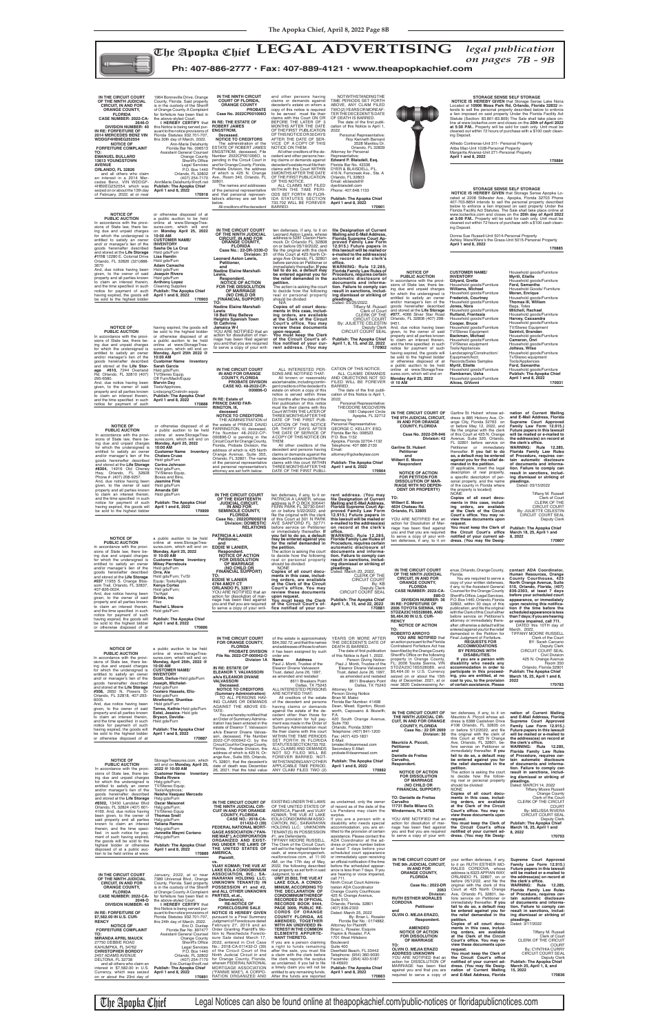# The Apopka Chief LEGAL ADVERTISING

*legal publication on pages 7B - 9B*

Ph: 407-886-2777 • Fax: 407-889-4121 • www.theapopkachief.com

---

**IN THE CIRCUIT COURT OF THE NINTH JUDICIAL CIRCUIT, IN AND FOR ORANGE COUNTY, FLORIDA**
**CASE NUMBER: 2022-CA-2646-O**
**DIVISION NUMBER: 40**
**IN RE: FORFEITURE OF 2014 MERCEDES BENZ VIN WDDGF4HB9EG252554**

**NOTICE OF FORFEITURE COMPLAINT**

**TO: EMANUEL BULLARD 13613 YOUNGSTOWN AVENUE ORLANDO, FL 32826**

and all others who claim an interest in a 2014 Mercedes Benz, VIN WDDGF4HB9EG252554, which was seized on or about the 13th day of February, 2022, at or near 1984 Bonneville Drive, Orange County, Florida. Said property is in the custody of the Sheriff of Orange County. A Complaint for forfeiture has been filed in the above-styled Court.

**I HEREBY CERTIFY** that this Notice is being served pursuant to the notice provisions of Florida Statutes 932.701-707, this 30th day of March, 2022.

Ann-Marie Delahunty
Florida Bar No. 006513
Assistant General Counsel
Orange County Sheriff's Office
Legal Services
P.O. Box 1440
Orlando, FL 32802
(407) 254-7170
AnnMarie.Delahunty@ocfl.net

**Publish: The Apopka Chief April 1 and 8, 2022**
**170918**

---

**NOTICE OF PUBLIC AUCTION**

In accordance with the provisions of State law, there being due and unpaid charges for which the undersigned is entitled to satisfy an owner and/or manager's lien of the goods hereinafter described and stored at the **Life Storage #1116** 12280 E. Colonial Drive Orlando, FL 32826 (321)888-3070

And, due notice having been given, to the owner of said property and all parties known to claim an interest therein, and the time specified in such notice for payment of such having expired, the goods will be sold to the highest bidder or otherwise disposed of at a public auction to be held online at www.StorageTreasures.com, which will end on **Monday April 25, 2022 at 10:00 AM**

**CUSTOMER NAME/ INVENTORY**
**Sasha De La Cruz** Hsld gds/Furn
**Lisa Hamlin** Hsld gds/Furn
**Adam Camacho** Hsld gds/Furn
**Joaquin Rivera** Hsld gds/Furn
**Anthony Lopez** Cleaning Supplies

**Publish: The Apopka Chief April 1 and 8, 2022**
**170903**

---

**NOTICE OF PUBLIC AUCTION**

In accordance with the provisions of State law, there being due and unpaid charges for which the undersigned is entitled to satisfy an owner and/or manager's lien of the goods hereinafter described and stored at the **Life Storage #610**, 7244 Overland Rd, Orlando, FL 32810 (407) 295-6580.

And, due notice having been given, to the owner of said property and all parties known to claim an interest therein, and the time specified in such notice for payment of such having expired, the goods will be sold to the highest bidder or otherwise disposed of at a public auction to be held online at www.StorageTreasures.com, which will end on **Monday, April 25th 2022 @ 10:00 AM**

**Customer Name Inventory**
**Sarah Garcia** Hsld gds/Furn, TV/Stereo Equip, Off Furn/Mach/Equip
**Marvin Day** Tools/Appliances, Lndscpng/Cnstrctn equip

**Publish: The Apopka Chief April 1 and 8, 2022**
**170888**

---

**NOTICE OF PUBLIC AUCTION**

In accordance with the provisions of State law, there being due and unpaid charges for which the undersigned is entitled to satisfy an owner and/or manager's lien of the goods hereinafter described and stored at the **Life Storage #634**, 14916 Old Cheney Hwy, Orlando, FL 32828 Phone #: (407) 208-5221.

And, due notice having been given, to the owner of said property and all parties known to claim an interest therein, and the time specified in such notice for payment of such having expired, the goods will be sold to the highest bidder or otherwise disposed of at a public auction to be held online at www.StorageTreasures.com, which will end on **Monday, April 25, 2022 @ 10:00 AM**

**Customer Name Inventory**
**Chatara Cruse** Hsld gds/Furn
**Corina Johnson** Hsld gds/Furn, TV/Stereo Equip, Boxes and Bins.
**Jasmine Fink** Hsld gds/Furn
**Amanda Gill** Hsld gds/Furn

**Publish: The Apopka Chief April 1 and 8, 2022**
**170899**

---

**NOTICE OF PUBLIC AUCTION**

In accordance with the provisions of State law, there being due and unpaid charges for which the undersigned is entitled to satisfy an owner and/or manager's lien of the goods hereinafter described and stored at the **Life Storage #037** 11955 S. Orange Blossom Trail, Orlando, FL 32837, 407-826-0024.

And, due notice having been given, to the owner of said property and all parties known to claim an interest therein, and the time specified in such notice for payment of such having expired, the goods will be sold to the highest bidder or otherwise disposed of at a public auction to be held online at www.StorageTreasures.com, which will end on **Monday, April 25, 2022 @ 10:00 AM**

**Customer Name Inventory**
**Mikey Pierrelouis** Hsld gds/Furn
**Orra, Ale** Hsld gds/Furn; TvSt Equip; Tools/Appls
**Kenya Cortez** Hsld gds/Furn; TvAppl
**Brinks, Inc** Files
**Rachel L Moore** Hsld gds/Furn

**Publish: The Apopka Chief April 1 and 8, 2022**
**170886**

---

**NOTICE OF PUBLIC AUCTION**

In accordance with the provisions of State law, there being due and unpaid charges for which the undersigned is entitled to satisfy an owner and/or manager's lien of the goods hereinafter described and stored at the **Life Storage #506**, 2650 N. Powers Dr Orlando, FL 32818, 407-293-8000.

And, due notice having been given, to the owner of said property and all parties known to claim an interest therein, and the time specified in such notice for payment of such having expired, the goods will be sold to the highest bidder or otherwise disposed of at a public auction to be held online at www.StorageTreasures.com, which will end on **Monday, April 25th 2022 @ 10:00 AM**

**CUSTOMER NAME/ INVENTORY**
**Scott, Darius**-Hsld gds/Furn
**Joseph, Michelet**- Hsld gds/Furn
**Castero Haneslo, Elis**- Hsld gds/Furn
**McAlister, Shamikia**- Hsld gds/Furn
**Torres, Kathia**-Hsld gds/Furn
**Estel, Jessica**- Hsld gds
**Bryson, Davilia**- Hsld gds/Furn

**Publish: The Apopka Chief April 1 and 8, 2022**
**170887**

---

**NOTICE OF PUBLIC AUCTION**

In accordance with the provisions of State law, there being due and unpaid charges for which the undersigned is entitled to satisfy an owner and/or manager's lien of the goods hereinafter described and stored at the **Life Storage #8302**, 13450 Landstar Blvd Orlando, FL 32824 (407) 601-4169. And, due notice having been given, to the owner of said property and all parties known to claim an interest therein, and the time specified in such notice for payment of such having expired, the goods will be sold to the highest bidder or otherwise disposed of at a public auction to be held online at www.StorageTreasures.com, which will end on **Monday, April 25, 2022 @ 10:00 AM**

**Customer Name Inventory**
**Sheila Rivera** Hsld gds/Furn; TV/Stereo Equip; Tools/Applnces
**Neisha Vasquez Mercado** Hsld gds/Furn
**Oscar Maisonet** Hsld gds/Furn; TV/Stereo Equip
**Thomas Snell** Hsld gds/Furn
**Tatiana Ramos** Hsld gds/Furn
**Jannette Maymi Coriano** Hsld gds/Furn

**Publish: The Apopka Chief April 1 and 8, 2022**
**170889**

---

**IN THE CIRCUIT COURT OF THE NINTH JUDICIAL CIRCUIT, IN AND FOR ORANGE COUNTY, FLORIDA**
**CASE NUMBER: 2022-CA-2048-O**
**DIVISION NUMBER: 40**
**IN RE: FORFEITURE OF $7,582.00 IN U.S. CURRENCY**

**NOTICE OF FORFEITURE COMPLAINT**

**TO: MIRANDA APRIL MAUCK 27750 DEBBIE ROAD KAHUMPKA, FL 34762**
**CHRISTOPHER BORDOY 2467 ARCHER AVENUE DELTONA, FL 32738**

and all others who claim an interest in $7,582.00 in U.S. Currency, which was seized on or about the 23rd day of January, 2022, at or near 7389 Universal Blvd., Orange County, Florida. Said property is in the custody of the Sheriff of Orange County. A Complaint for forfeiture has been filed in the above-styled Court.

**I HEREBY CERTIFY** that this Notice is being served pursuant to the notice provisions of Florida Statutes 932.701-707, this 24th day of March, 2022.

Eric D. Dunlap
Florida Bar No. 897477
Assistant General Counsel
Orange County Sheriff's Office
Legal Services
P.O. Box 1440
Orlando, FL 32802
(407) 254-7170
Eric.Dunlap@ocfl.net

**Publish: The Apopka Chief April 1 and 8, 2022**
**170891**

---

**IN THE NINTH CIRCUIT COURT OF FLORIDA, ORANGE COUNTY**
**PROBATE**
**Case No. 2022CP000680**
**IN RE: THE ESTATE OF ROBERT JAMES ENGSTROM,**
**Deceased.**

**NOTICE TO CREDITORS**

The administration of the ESTATE OF ROBERT JAMES ENGSTROM, deceased, File Number 2022CP000680O, is pending in the Circuit Court in and for Orange County, Florida, Probate Division, the address of which is 425 N. Orange Ave., Room 340, Orlando, FL 32801.

The names and addresses of the personal representative and that personal representative's attorney are set forth below.

All creditors of the decedent and other persons having claims or demands against decedent's estate on whom a copy of this notice is required to be served must file their claims with this Court ON OR BEFORE THE LATER OF 3 MONTHS AFTER THE DATE OF THE FIRST PUBLICATION OF THIS NOTICE OR 30 DAYS AFTER THE DATE OF SERVICE OF A COPY OF THIS NOTICE ON THEM.

All other creditors of the decedent and other persons having claims or demands against decedent's estate must file their claims with this Court WITHIN 3 MONTHS AFTER THE DATE OF THE FIRST PUBLICATION OF THIS NOTICE.

ALL CLAIMS NOT FILED WITHIN THE TIME PERIODS SET FORTH IN FLORIDA STATUTES SECTION 733.702 WILL BE FOREVER BARRED.

NOTWITHSTANDING THE TIME PERIODS SET FORTH ABOVE, ANY CLAIM FILED TWO (2) YEARS OR MORE AFTER THE DECEDENT'S DATE OF DEATH IS BARRED.

The date of the first publication of this Notice is April 1, 2022.

Personal Representative:
Roy Kenneth Barnard
3528 Marbleu Dr.
Orlando, FL 32839

Attorney for Personal Representative:
**Edward P. Blaisdell, Esq.**
Florida Bar No. 43336
DYER & BLAISDELL, PL
416 N. Fernceek Ave., Ste. A
Orlando, FL 32803
Email: eblaisdell@dyerblaisdell.com
Phone: 407.648.1153

**Publish: The Apopka Chief April 1 and 8, 2022**
**170901**

---

**IN THE CIRCUIT COURT OF THE NINTH JUDICIAL CIRCUIT, IN AND FOR ORANGE COUNTY, FLORIDA**
**Case No.: 22-DR-3330-O**
**Division: 31**
**Leonard Axton Lewis,**
**Petitioner,**
**and**
**Nadine Elaine Marshall-Lewis,**
**Respondent.**

**NOTICE OF ACTION FOR DISSOLUTION OF MARRIAGE (NO CHILD OR FINANCIAL SUPPORT)**

**TO: Nadine Elaine Marshall-Lewis 18 Red Way Believe Heights Spanish Town St Catherine Jamaica**

YOU ARE NOTIFIED that an action for dissolution of marriage has been filed against you and that you are required to serve a copy of your written defenses, if any, to it on Leonard Axton Lewis, whose address is 5261 Clarion Hammock Dr Orlando FL 32808 on or before 05/12/2022, and file the original with the clerk of this Court at 425 North Orange Ave Orlando, FL 32801 before service on Petitioner or immediately thereafter. **If you fail to do so, a default may be entered against you for the relief demanded in the petition.**

The action is asking the court to decide how the following real or personal property should be divided: N/A

**Copies of all court documents in this case, including orders, are available at the Clerk of the Circuit Court's office. You may review these documents upon request.**

**You must keep the Clerk of the Circuit Court's office notified of your current address. (You may file Designation of Current Mailing and E-Mail Address, Florida Supreme Court Approved Family Law Form 12.915.) Future papers in this lawsuit will be mailed or e-mailed to the address(es) on record at the clerk's office.**

**WARNING: Rule 12.285, Florida Family Law Rules of Procedure, requires certain automatic disclosure of documents and information. Failure to comply can result in sanctions, including dismissal or striking of pleadings.**

Dated: 03/25/2022

Tiffany M. Russell
Clerk of Court
CLERK OF THE CIRCUIT COURT
By: JUELITTE CELESTIN
Deputy Clerk
CIRCUIT COURT SEAL

**Publish: The Apopka Chief April 1, 8, 15, and 22, 2022**
**170902**

---

**IN THE CIRCUIT COURT IN AND FOR ORANGE COUNTY, FLORIDA**
**PROBATE DIVISION**
**CASE NO. 48-2022-CP-000896-O**
**IN RE: Estate of PRINCE DAVID FARRINGTON, III,**
**deceased**

**NOTICE TO CREDITORS**

The administration of the estate of PRINCE DAVID FARRINGTON, III, deceased, File Number 48-2022-CP-000896-O is pending in the Circuit Court for Orange County, Florida, Probate Division, the address of which is 425 North Orange Avenue, Suite 355, Orlando, FL 32801. The name of the personal representative and personal representative's attorney are set forth below.

ALL INTERESTED PERSONS ARE NOTIFIED THAT:

All known or reasonably ascertainable, including contingent creditors of the decedent's estate on whom a copy of this notice is served within three (3) months after the date of the first publication of this notice must file their claims with this Court WITHIN THE LATER OF THREE MONTHS AFTER THE DATE OF THE FIRST PUBLICATION OF THIS NOTICE OR THIRTY DAYS AFTER THE DATE OF SERVICE OF A COPY OF THIS NOTICE ON THEM.

All other creditors of the decedent and persons having claims or demands against the decedent's estate must file their claims with this court WITHIN THREE MONTHS AFTER THE DATE OF THE FIRST PUBLICATION OF THIS NOTICE.

ALL CLAIMS, DEMANDS AND OBJECTIONS NOT SO FILED WILL BE FOREVER BARRED.

The date of the first publication of this Notice is April 1, 2022.

Personal Representative:
THEODORE MCGOVERN
1081 Oakpoint Circle
Apopka, FL 32712

Attorney for Personal Representative:
GEORGE C. KELLEY, ESQ.
Florida Bar No. 068523
P.O. Box 1132
Apopka, Florida 32704-1132
Telephone: 407 886 2130
Email: attorney@gckelleylaw.com

**Publish: The Apopka Chief April 1 and 8, 2022**
**170904**

---

**IN THE CIRCUIT COURT OF THE EIGHTEENTH JUDICIAL CIRCUIT, IN AND FOR SEMINOLE COUNTY, FLORIDA**
**Case No.: 2022DR000218**
**Division: DOMESTIC RELATIONS**
**PATRICIA A LANIER**
**Petitioner,**
**and**
**EDDIE W LANIER,**
**Respondent.**

**NOTICE OF ACTION FOR DISSOLUTION OF MARRIAGE (NO CHILD OR FINANCIAL SUPPORT)**

**TO: EDDIE W LANIER 4780 AMOY CT ORLANDO, FL 32811**

YOU ARE NOTIFIED that an action for dissolution of marriage has been filed against you and that you are required to serve a copy of your written defenses, if any, to it on PATRICIA A LANIER, whose address is P O BOX 320441 FERN PARK FL 32732-0441 on or before 5/22/2022, and file the original with the clerk of this Court at 301 N PARK AVE SANFORD FL 32771 before service on Petitioner or immediately thereafter. **If you fail to do so, a default may be entered against you for the relief demanded in the petition.**

The action is asking the court to decide how the following real or personal property should be divided: NONE

**Copies of all court documents in this case, including orders, are available at the Clerk of the Circuit Court's office. You may review these documents upon request.**

**You must keep the Clerk of the Circuit Court's office notified of your current address. (You may file Designation of Current Mailing and E-Mail Address, Florida Supreme Court Approved Family Law Form 12.915.) Future papers in this lawsuit will be mailed or e-mailed to the address(es) on record at the clerk's office.**

**WARNING: Rule 12.285, Florida Family Law Rules of Procedure, requires certain automatic disclosure of documents and information. Failure to comply can result in sanctions, including dismissal or striking of pleadings.**

Dated: March 23, 2022.

CLERK OF THE CIRCUIT COURT
By: KB
Deputy Clerk
CIRCUIT COURT SEAL

**Publish: The Apopka Chief April 1, 8, 15, and 22, 2022**
**170881**

---

**IN THE CIRCUIT COURT FOR ORANGE COUNTY, FLORIDA**
**PROBATE DIVISION**
**File No. 2022-CP-000942-O**
**Division 1A**
**IN RE: ESTATE OF ELEANOR D. VALVASSORI a/k/a ELEANOR DIVANE VALVASSORI**
**Deceased.**

**NOTICE TO CREDITORS (Summary Administration)**

TO ALL PERSONS HAVING CLAIMS OR DEMANDS AGAINST THE ABOVE ESTATE:

You are hereby notified that an Order of Summary Administration has been entered in the estate of Eleanor D. Valvassori a/k/a Eleanor Divane Valvassori, deceased, File Number 2022-CP-000942-O, by the Circuit Court for Orange County, Florida, Probate Division, the address of which is 425 N. Orange Ave., Suite 355, Orlando, FL 32801; that the decedent's date of death was December 26, 2021; that the total value of the estate is approximately $64,350.72; and that the names and addresses of those to whom it has been assigned by such order are:

**Name** **Address**
Paul J. Morel, Trustee of the Eleanor Divane Valvassori Trust, dated June 26, 1997, as amended and restated
8611 Breakers Point
Dallas, TX 75243

ALL INTERESTED PERSONS ARE NOTIFIED THAT:

All creditors of the estate of the decedent and persons having claims or demands against the estate of the decedent other than those for whom provision for full payment was made in the Order of Summary Administration must file their claims with this court WITHIN THE TIME PERIODS SET FORTH IN FLORIDA STATUTES SECTION 733.702. ALL CLAIMS AND DEMANDS NOT SO FILED WILL BE FOREVER BARRED. NOTWITHSTANDING ANY OTHER APPLICABLE TIME PERIOD, ANY CLAIM FILED TWO (2) YEARS OR MORE AFTER THE DECEDENT'S DATE OF DEATH IS BARRED.

The date of first publication of this Notice is April 1, 2022.

Person Giving Notice:
Paul J. Morel, Trustee of the Eleanor Divane Valvassori Trust, dated June 26, 1997, as amended and restated
8611 Breakers Point
Dallas, TX 75243

Attorney for Person Giving Notice
Ryan M. Matec
Florida Bar Number: 41498
Dean, Mead, Egerton, Bloodworth, Capouano & Bozarth, P.A.
420 South Orange Avenue, Suite 700
Orlando, Florida 32801
Telephone: (407) 841-1200
Fax: (407) 423-1831
E-Mail: rmatec@deanmead.com
Secondary E-Mail: probate@deanmead.com

**Publish: The Apopka Chief April 1 and 8, 2022**
**170882**

---

**IN THE CIRCUIT COURT OF THE NINTH JUDICIAL CIRCUIT IN AND FOR ORANGE COUNTY, FLORIDA**
**CASE NO.: 2018-CA-011432-O**
**FEDERAL NATIONAL MORTGAGE ASSOCIATION ("FANNIE MAE"), A CORPORATION ORGANIZED AND EXISTING UNDER THE LAWS OF THE UNITED STATES OF AMERICA,**
**Plaintiff,**
**vs.**
**YAJAY KOMAR; THE VUE AT LAKE EOLA CONDOMINIUM ASSOCIATION, INC.; SAINARAYAN HOLDING LLC; UNKNOWN TENANT(S) IN POSSESSION #1 and #2, AND ALL OTHER UNKNOWN PARTIES, et.al.,**
**Defendant(s).**

**RE-NOTICE OF FORECLOSURE SALE**

**NOTICE IS HEREBY GIVEN** pursuant to a Final Summary Judgment of Foreclosure dated February 27, 2019 and an Order Granting Plaintiff's Motion to Reschedule Foreclosure Sale dated March 17, 2022, entered in Civil Case No.: 2018-CA-011432-O of the Circuit Court of the Ninth Judicial Circuit in and for Orange County, Florida, wherein FEDERAL NATIONAL MORTGAGE ASSOCIATION ("FANNIE MAE"), A CORPORATION ORGANIZED AND EXISTING UNDER THE LAWS OF THE UNITED STATES OF AMERICA, Plaintiff, and YAJAY KOMAR; THE VUE AT LAKE EOLA CONDOMINIUM ASSOCIATION, INC.; SAINARAYAN HOLDING LLC; UNKNOWN TENANT(S) IN POSSESSION #1, are Defendants.

TIFFANY MOORE RUSSELL, The Clerk of the Circuit Court, will sell to the highest bidder for cash, at www.myorangeclerk.realforeclose.com, at 11:00 AM, on the 17th day of May, 2022, the following described real property as set forth in said Judgment, to wit:

**UNIT 3203, THE VUE AT LAKE EOLA, A CONDOMINIUM, ACCORDING TO THE DECLARATION OF CONDOMINIUM THEREOF RECORDED IN OFFICIAL RECORDS BOOK 9444, PAGE 3009, PUBLIC RECORDS OF ORANGE COUNTY, FLORIDA, AS AMENDED, TOGETHER WITH AN UNDIVIDED INTEREST IN THE COMMON ELEMENTS APPURTENANT THERETO.**

If you are a person claiming a right to funds remaining after the sale, you must file a claim with the clerk no later than the date that the clerk reports the surplus as unclaimed. If you fail to file a claim, you will not be entitled to any remaining funds. After the funds are reported as unclaimed, only the owner of record as of the date of the Lis Pendens may claim the surplus.

If you are a person with a disability who needs special accommodation, you are entitled to the provision of certain assistance. Please contact the ADA Coordinator at the address or phone number below at least 7 days before your scheduled court appearance or immediately upon receiving an official notification if the time before the scheduled appearance is less than 7 days. If you are hearing or voice impaired, call 711.

Ninth Circuit Court Administration ADA Coordinator
Orange County Courthouse
425 N. Orange Avenue, Suite 510,
Orlando, Florida, 32801
(407) 836-2303

Dated: March 25, 2022

By: Brian L. Rosaler
Florida Bar No.: 0174882.
Attorney for Plaintiff:
Brian L. Rosaler, Esquire
Popkin & Rosaler, P.A.
1701 West Hillsboro Boulevard
Suite 400
Deerfield Beach, FL 33442
Telephone: (954) 360-9030
Facsimile: (954) 420-5187
18-46920

**Publish: The Apopka Chief April 1 and 8, 2022**
**170883**

---

**STORAGE SENSE SELF STORAGE**

**NOTICE IS HEREBY GIVEN** that Storage Sense Lake Mona Located at **10906 Moss Park Rd, Orlando, Florida 32832** intends to sell the personal property described below to enforce a lien imposed on said property Under the Florida Facility Act Statute (Section: 83.801-83.809) The Sale shall take place online at www.lockerfox.com and closes on the **20th day of April 2022 at 5:30 P.M..** Property will be sold for cash only. Unit must be cleaned out within 72 hours of purchase with a $100 cash cleaning Deposit.

Alfredo Contreras-Unit 311- Personal Property
Aliba Mao-Unit 1028-Personal Property
Margarita Alvarez-Unit 271-Personal Property

**April 1 and 8, 2022**
**170884**

---

**STORAGE SENSE SELF STORAGE**

**NOTICE IS HEREBY GIVEN** that Storage Sense Apopka Located at 2208 Stillwater Ave., Apopka, Florida 32703 Phone 407-703-8854 intends to sell the personal property described below to enforce a lien imposed on said property Under the Florida Facility Act Statutes. The Sale shall take place online at www.lockerfox.com and closes on the **20th day of April 2022 at 3:00 P.M..** Property will be sold for cash only. Unit must be cleaned out within 72 hours of purchase with a $100 cash cleaning Deposit.

Donna Sue Russell-Unit 5014-Personal Property
Ashley Ware/Ware's the Grass-Unit 5015-Personal Property

**April 1 and 8, 2022**
**170885**

---

**NOTICE OF PUBLIC AUCTION**

In accordance with the provisions of State law, there being due and unpaid charges for which the undersigned is entitled to satisfy an owner and/or manager's lien of the goods hereinafter described and stored at the **Life Storage #077**, 4060 Silver Star Road, Orlando, FL 32808 (407) 298-9451.

And, due notice having been given, to the owner of said property and all parties known to claim an interest therein, and the time specified in such notice for payment of such having expired, the goods will be sold to the highest bidder or otherwise disposed of at a public auction to be held online at www.StorageTreasures.com, which will end on **Monday April 25, 2022 @ 10 AM**

**CUSTOMER NAME/ INVENTORY**
**Gilyard, Gretta** Household goods/Furniture
**Williams, Michael** Household goods/Furniture
**Frederick, Courtney** Household goods/Furniture
**Jones, Nora** Household goods/Furniture
**Rutland, Frantasia** Household goods/Furniture
**Cooper, Bruce** Household goods/Furniture, TV/Stereo Equipment
**Backman, Michael** Household goods/Furniture, TV/Stereo equipment, Tools/Appliances, Landscaping/Construction/Equipment/Acct. Records/Sales Samples
**Myrtil, Eliette** Household goods/Furniture
**Rambarran, Usha** Household goods/Furniture
**Alicea, Giovanni** Household goods/Furniture
**Myrtil, Eliette** Household goods/Furniture
**Ford, Samantha** Household goods/Furniture
**Moran, Enrique** Household goods/Furniture
**Thomas III, William** Bags, Totes
**Mitchell, Rachael** Household goods/Furniture
**Harvey, Cassandra** Household goods/Furniture, TV/Stereo Equipment
**Saintvil, Brandan** Household goods/Furniture
**Cameron, Onri** Household goods/Furniture
**Jolteau, Wilso** Household goods/Furniture, TV/Stereo equipment, Tools/Appliances
**Ford, Samantha** Household goods/Furniture

**Publish: The Apopka Chief April 1 and 8, 2022**
**170931**

---

**IN THE CIRCUIT COURT OF THE 5TH JUDICIAL CIRCUIT, IN AND FOR LAKE COUNTY, FLORIDA**
**Case No. 2022-DR-946**
**Division: 42**
**Garline St. Hubert**
**Petitioner**
**and**
**Wilbert E. Moore**
**Respondent**

**NOTICE OF ACTION FOR PETITION FOR DISSOLUTION OF MARRIAGE WITH NO DEPENDENT OR PROPERTY)**

**TO: Wilbert E. Moore 4634 Chelsea Rd. Orlando, FL 32805**

YOU ARE NOTIFIED that an action for Dissolution of Marriage has been filed against you and that you are required to serve a copy of your written defenses, if any, to it on Garline St. Hubert whose address is 885 Hickory Ave, Orange City, Florida 32763 on or before May 12, 2022, and file the original with the clerk of this Court at 425 N. Orange Avenue, Suite 320, Orlando, FL 32801 before service on Petitioner or immediately thereafter. **If you fail to do so, a default may be entered against you for the relief demanded in the petition.**

{If applicable, insert the legal description of real property, a specific description of personal property, and the name of the county in Florida where the property is located}
NONE

**Copies of all court documents in this case, including orders, are available at the Clerk of the Circuit Court's office. You may review these documents upon request.**

**You must keep the Clerk of the Circuit Court's office notified of your current address. (You may file Designation of Current Mailing and E-Mail Address, Florida Supreme Court Approved Family Law Form 12.915.) Future papers in this lawsuit will be mailed or e-mailed to the address(es) on record at the clerk's office.**

**WARNING: Rule 12.285, Florida Family Law Rules of Procedure, requires certain automatic disclosure of documents and information. Failure to comply can result in sanctions, including dismissal or striking of pleadings.**

Dated: 03/15/2022

Tiffany M. Russell
Clerk of Court
CLERK OF THE CIRCUIT COURT
By: JUELITTE CELESTIN
Deputy Clerk
CIRCUIT COURT SEAL

**Publish: The Apopka Chief March 18, 25, April 1 and 8, 2022**
**170807**

---

**IN THE CIRCUIT COURT OF THE NINTH JUDICIAL CIRCUIT, IN AND FOR ORANGE COUNTY, FLORIDA**
**CASE NUMBER: 2022-CA-880-O**
**DIVISION NUMBER: 36**
**IN RE: FORFEITURE OF 2006 TOYOTA SIENNA, VIN 5TDZA22C16S528089, AND $6,464.00 IN U.S. CURRENCY**

**NOTICE OF ACTION**

**TO: ROBERTO ARROYO**

**YOU ARE NOTIFIED** that an action pursuant to the Florida Contraband Forfeiture Act has been filed by the Orange County Sheriff's Office on the following property in Orange County, FL: 2006 Toyota Sienna, VIN 5TDZA22C16S528089, and $6,464.00 in U.S. Currency seized on or about the 15th day of December, 2021 at or near 3826 Cedarwaxwing Avenue, Orlando, Orange County, Florida.

You are required to serve a copy of your written defenses, if any, to it on the Assistant General Counsel for the Orange County Sheriff's Office, Legal Services, P.O. Box 1440, Orlando, Florida 32802, within 30 days of this publication, and file the original with the Clerk of this Court either before service on Petitioner's attorney or immediately thereafter; otherwise a default will be entered against you for the relief demanded in the Petition for Final Judgment of Forfeiture.

**REQUESTS FOR ACCOMMODATIONS BY PERSONS WITH DISABILITIES.**

**If you are a person with disability who needs any accommodation in order to participate in this proceeding, you are entitled, at no cost to you, to the provision of certain assistance. Please contact ADA Coordinator, Human Resources, Orange County Courthouse, 425 North Orange Avenue, Suite 510, Orlando, Florida, (407) 836-2303, at least 7 days before your scheduled court appearance, or immediately upon receiving this notification if the time before the scheduled appearance is less than 7 days; if you are hearing or voice impaired, call 711.**

DATED this 10TH day of March, 2022.

TIFFANY MOORE RUSSELL
CLERK OF THE CIRCUIT COURT
BY: Sarah Carcano
Deputy Clerk
CIRCUIT COURT SEAL
Civil Division
425 N. Orange Avenue
Room 350
Orlando, Florida 32801

**Publish: The Apopka Chief March 18, 25, April 1 and 8, 2022**
**170783**

---

**IN THE CIRCUIT COURT OF THE NINTH JUDICIAL CIRCUIT, IN AND FOR ORANGE COUNTY, FLORIDA**
**Case No.: 22 DR 2660**
**Division: 30**
**Mauricio A. Piccoli,**
**Petitioner**
**and**
**Danielle de Freitas Carvalho,**
**Respondent.**

**NOTICE OF ACTION FOR DISSOLUTION OF MARRIAGE (NO CHILD OR FINANCIAL SUPPORT)**

**TO: Danielle de Freitas Carvalho 11731 Bella Milano Ct. Windermere, FL 34786**

YOU ARE NOTIFIED that an action for dissolution of marriage has been filed against you and that you are required to serve a copy of your written defenses, if any, to it on Mauricio A. Piccoli whose address is 6388 Castelven Drive #108 Orlando, FL 32835 on or before 5/12/2022, and file the original with the clerk of this Court at 425 N Orange Ave, Orlando, FL 32801, before service on Petitioner or immediately thereafter. **If you fail to do so, a default may be entered against you for the relief demanded in the petition.**

The action is asking the court to decide how the following real or personal property should be divided: NONE

**Copies of all court documents in this case, including orders, are available at the Clerk of the Circuit Court's office. You may review these documents upon request.**

**You must keep the Clerk of the Circuit Court's office notified of your current address. (You may file Designation of Current Mailing and E-Mail Address, Florida Supreme Court Approved Family Law Form 12.915.) Future papers in this lawsuit will be mailed or e-mailed to the address(es) on record at the clerk's office.**

**WARNING: Rule 12.285, Florida Family Law Rules of Procedure, requires certain automatic disclosure of documents and information. Failure to comply can result in sanctions, including dismissal or striking of pleadings.**

Dated: MARCH 14, 2022

Tiffany Moore Russell
Orange County
Clerk of the Court
CLERK OF THE CIRCUIT COURT
By: MELISSA RIVERA
CIRCUIT COURT SEAL
Deputy Clerk

**Publish: The Apopka Chief March 18, 25, April 1 and 8, 2022**
**170793**

---

**IN THE CIRCUIT COURT OF THE 9th JUDICIAL CIRCUIT, IN AND FOR ORANGE COUNTY, FLORIDA**
**Case No.: 2022-DR-2063**
**Division:**
**RUTH ESTHER MORALES CORDOVA**
**Petitioner**
**and**
**OLVIN O. MEJIA ERAZO,**
**Respondent.**

**AMENDED NOTICE OF ACTION FOR DISSOLUTION OF MARRIAGE**

**TO: OLVIN O. MEJIA ERAZO ADDRESS UNKNOWN**

YOU ARE NOTIFIED that an action for DISSOLUTION OF MARRIAGE has been filed against you and that you are required to serve a copy of your written defenses, if any, to it on RUTH ESTHER MORALES CORDOVA, whose address is 6323 APPIAN WAY ORLANDO FL 32807 on or before 05/12/22, and file the original with the clerk of this Court at 425 North Orange Ave, Orlando FL 32801, before service on Petitioner or immediately thereafter. **If you fail to do so, a default may be entered against you for the relief demanded in the petition.**

**Copies of all court documents in this case, including orders, are available at the Clerk of the Circuit Court's office. You may review these documents upon request.**

**You must keep the Clerk of the Circuit Court's office notified of your current address. (You may file Designation of Current Mailing and E-Mail Address, Florida Supreme Court Approved Family Law Form 12.915.) Future papers in this lawsuit will be mailed or e-mailed to the address(es) on record at the clerk's office.**

**WARNING: Rule 12.285, Florida Family Law Rules of Procedure, requires certain automatic disclosure of documents and information. Failure to comply can result in sanctions, including dismissal or striking of pleadings.**

Dated: 3/17/2022

Tiffany M. Russell
Clerk of Court
CLERK OF THE CIRCUIT COURT
By: CYNTHIA CURRY
CIRCUIT COURT SEAL
Deputy Clerk

**Publish: The Apopka Chief March 25, April 1, 8 and 15, 2022**
**170836**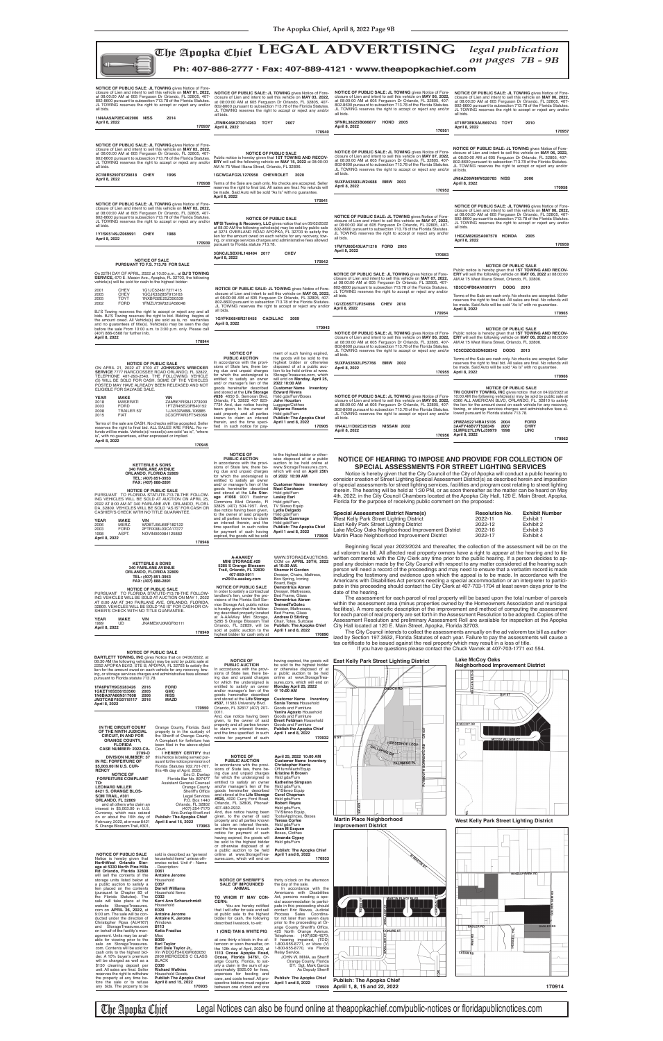# The Apopka Chief LEGAL ADVERTISING

*legal publication on pages 7B - 9B*

Ph: 407-886-2777 · Fax: 407-889-4121 · www.theapopkachief.com

**NOTICE OF PUBLIC SALE: JL TOWING** gives Notice of Foreclosure of Lien and intent to sell this vehicle on **MAY 01, 2022,** at 08:00:00 AM at 605 Ferguson Dr Orlando, FL 32805, 407-802-8600 pursuant to subsection 713.78 of the Florida Statutes. JL TOWING reserves the right to accept or reject any and/or all bids.

**1N4AA5AP2EC462906 NISS 2014**
**April 8, 2022**

170937

**NOTICE OF PUBLIC SALE: JL TOWING** gives Notice of Foreclosure of Lien and intent to sell this vehicle on **MAY 03, 2022,** at 08:00:00 AM at 605 Ferguson Dr Orlando, FL 32805, 407-802-8600 pursuant to subsection 713.78 of the Florida Statutes. JL TOWING reserves the right to accept or reject any and/or all bids.

**2C1MS2292T6729818 CHEV 1996**
**April 8, 2022**

170938

**NOTICE OF PUBLIC SALE: JL TOWING** gives Notice of Foreclosure of Lien and intent to sell this vehicle on **MAY 03, 2022,** at 08:00:00 AM at 605 Ferguson Dr Orlando, FL 32805, 407-802-8600 pursuant to subsection 713.78 of the Florida Statutes. JL TOWING reserves the right to accept or reject any and/or all bids.

**1Y1SK5149JZ069991 CHEV 1988**
**April 8, 2022**

170939

**NOTICE OF SALE PURSUANT TO F.S. 713.78 FOR SALE**

On 22TH DAY OF APRIL, 2022 at 10:00 a.m., at **BJ'S TOWING SERVICE**, 670 E. Mason Ave., Apopka, FL 32703, the following vehicle(s) will be sold for cash to the highest bidder:

| | | |
|---|---|---|
| 2001 | CHEV | 1G1JC524817271415 |
| 2005 | CHEV | 1GCJK33285F915163 |
| 2005 | TOYT | 1NXBR32E25Z350539 |
| 2002 | FORD | 1FMZU73W32UA58048 |

BJ'S Towing reserves the right to accept or reject any and all bids. BJ'S Towing reserves the right to bid. Bidding begins at the amount owed. All vehicles are sold as is, no warranties and no guarantees of title(s). Vehicle(s) may be seen the day before the sale From 10:00 a.m. to 3:00 p.m. only. Please Call (407) 886-0568 for further info.
**April 8, 2022**

170944

**NOTICE OF PUBLIC SALE**

ON APRIL 21, 2022 AT 0700 AT **JOHNSON'S WRECKER SERVICE** 7777 NARCOOSSEE ROAD ORLANDO, FL 32822. TELEPHONE 407-293-2546, THE FOLLOWING VEHICLE (S) WILL BE SOLD FOR CASH. SOME OF THE VEHICLES POSTED MAY HAVE ALREADY BEEN RELEASED AND NOT ELIGIBLE FOR SALVAGE SALE.

| YEAR | MAKE | VIN |
|---|---|---|
| 2018 | MASERATI | ZAM56YRS8J1273900 |
| 2020 | FORD | 1FTZR45E23PB40162 |
| 2008 | TRAILER 53' | 1JJV532W88L106885 |
| 2015 | FIAT | 3C3CFFAR3FT545069 |

Terms of the sale are CASH. No checks will be accepted. Seller reserves the right to final bid. ALL SALES ARE FINAL. No refunds will be made. Vehicle(s)/ vessel(s) are sold "as is", "where is", with no guarantees, either expressed or implied.
**April 8, 2022**

170945

**KETTERLE & SONS**
**340 FAIRLANE AVENUE**
**ORLANDO, FLORIDA 32809**
**TEL: (407) 851-3953**
**FAX: (407) 888-2891**

**NOTICE OF PUBLIC SALE**

PURSUANT TO FLORIDA STATUTE-713.78-THE FOLLOWING VEHICLES WILL BE SOLD AT AUCTION ON APRIL 28, 2022 AT 8:00 AM AT 340 FAIRLANE AVE. ORLANDO, FLORIDA 32809. VEHICLES WILL BE SOLD "AS IS" FOR CASH OR CASHIER'S CHECK WITH NO TITLE GUARANTEE.

| YEAR | MAKE | VIN |
|---|---|---|
| 2006 | MERZ | WDBTJ56J66F182122 |
| 2003 | FORD | 2FTRX08L03CA17377 |
| 1998 | ASPT. | NOVIN000084125882 |

**April 8, 2022**

170948

**KETTERLE & SONS**
**340 FAIRLANE AVENUE**
**ORLANDO, FLORIDA 32809**
**TEL: (407) 851-3953**
**FAX: (407) 888-2891**

**NOTICE OF PUBLIC SALE**

PURSUANT TO FLORIDA STATUTE-713.78-THE FOLLOWING VEHICLES WILL BE SOLD AT AUCTION ON MAY 1, 2022 AT 8:00 AM AT 340 FAIRLANE AVE. ORLANDO, FLORIDA 32809. VEHICLES WILL BE SOLD "AS IS" FOR CASH OR CASHIER'S CHECK WITH NO TITLE GUARANTEE.

| YEAR | MAKE | VIN |
|---|---|---|
| 1999 | UD | JNAME97J0MGF60111 |

**April 8, 2022**

170949

**NOTICE OF PUBLIC SALE**

**BARTLETT TOWING, INC** gives Notice that on 04/30/2022, at 08:30 AM the following vehicles(s) may be sold by public sale at 2252 APOPKA BLVD, STE B, APOPKA, FL 32703 to satisfy the lien for the amount owed on each vehicle for any recovery, towing, or storage services charges and administrative fees allowed pursuant to Florida statute 713.78.

| | | |
|---|---|---|
| 1FA6P8TH0G5283426 | 2016 | FORD |
| 1GKET16S556153560 | 2005 | GMC |
| 1N6BA07A66N517608 | 2006 | NISS |
| JM3TCABY8G0118117 | 2016 | MAZD |

**April 8, 2022**

170950

**IN THE CIRCUIT COURT OF THE NINTH JUDICIAL CIRCUIT, IN AND FOR ORANGE COUNTY, FLORIDA**
**CASE NUMBER: 2022-CA-2709-O**
**DIVISION NUMBER: 37**
**IN RE: FORFEITURE OF $5,003.00 IN U.S. CURRENCY**

**NOTICE OF FORFEITURE COMPLAINT**

TO:
**LEONARD MILLER**
**8421 S. ORANGE BLOSSOM TRAIL, #301**
**ORLANDO, FL 32809**

and all others who claim an interest in $5,003.00 in U.S. Currency, which was seized on or about the 16th day of February, 2022, at or near 8421 S. Orange Blossom Trail, #301, Orange County, Florida. Said property is in the custody of the Sheriff of Orange County. A Complaint for forfeiture has been filed in the above-styled Court.

**I HEREBY CERTIFY** that this Notice is being served pursuant to the notice provisions of Florida Statutes 932.701-707, this 4th day of April, 2022.

Eric D. Dunlap
Florida Bar No. 897477
Assistant General Counsel
Orange County
Sheriff's Office
Legal Services
P.O. Box 1440
Orlando, FL 32802
(407) 254-7170
Eric.Dunlap@ocfl.net
**Publish: The Apopka Chief**
**April 8 and 15, 2022**

170963

**NOTICE OF PUBLIC SALE**

Notice is hereby given that **NorthWest Orlando Storage at 5330 North Pine Hills Rd Orlando, Florida 32808** will sell the contents of the storage units listed below at a public auction to satisfy a lien placed on the contents (pursuant to Chapter 83 of the Florida Statutes). The sale will take place at the website StorageTreasures.com on **APRIL 26, 2022**, at 9:00 am. The sale will be conducted under the direction of Christopher Rosa (AU4167) and StorageTreasures.com on behalf of the facility's management. Units may be available for viewing prior to the sale on StorageTreasures.com. Contents will be sold for cash only to the highest bidder. A 10% buyer's premium will be charged as well as a $150 cleaning deposit per unit. All sales are final. Seller reserves the right to withdraw the property at any time before the sale or to refuse any bids. The property to be sold is described as "general household items" unless otherwise noted. Unit # - Name - Description:

**D061**
**Antoine Jerome**
Household
**C057**
**Darrell Williams**
Household Items
**C032**
**Kerri Ann Scharschmidt**
Household
**E028**
**Antoine Jerome**
**Antoine K. Jerome**
Windows
**B113**
**Ketia Frasilus**
Misc
**B009**
**Earl Taylor**
**Earl Dale Taylor Jr.**
Vin WDDGF54X39R083050 2009 MERCEDES C CLASS BLACK
**C030**
**Richard Watkins**
Household Goods.
**Publish The Apopka Chief**
**April 8 and 15, 2022**

170935

**NOTICE OF PUBLIC SALE: JL TOWING** gives Notice of Foreclosure of Lien and intent to sell this vehicle on **MAY 03, 2022,** at 08:00:00 AM at 605 Ferguson Dr Orlando, FL 32805, 407-802-8600 pursuant to subsection 713.78 of the Florida Statutes. JL TOWING reserves the right to accept or reject any and/or all bids.

**JTNBK46K273014263 TOYT 2007**
**April 8, 2022**

170940

**NOTICE OF PUBLIC SALE**

Public notice is hereby given that **1ST TOWING AND RECOVERY** will sell the following vehicle on **MAY 15, 2022** at 08:00:00 AM at 75 West Illiana Street, Orlando, FL 32806.

**1GCWGAFG2L1270958 CHEVROLET 2020**

Terms of the Sale are cash only. No checks are accepted. Seller reserves the right to final bid. All sales are final. No refunds will be made. Said Auto will be sold "As Is" with no guarantee.
**April 8, 2022**

170941

**NOTICE OF PUBLIC SALE**

**MFSI Towing & Recovery, LLC** gives notice that on 05/02/2022 at 08:30 AM the following vehicles(s) may be sold by public sale at 3274 OVERLAND ROAD APOPKA, FL 32703 to satisfy the lien for the amount owed on each vehicle for any recovery, towing, or storage services charges and administrative fees allowed pursuant to Florida statute 713.78.

**3GNCJLSBXHL148494 2017 CHEV**
**April 8, 2022**

170942

**NOTICE OF PUBLIC SALE: JL TOWING** gives Notice of Foreclosure of Lien and intent to sell this vehicle on **MAY 05, 2022,** at 08:00:00 AM at 605 Ferguson Dr Orlando, FL 32805, 407-802-8600 pursuant to subsection 713.78 of the Florida Statutes. JL TOWING reserves the right to accept or reject any and/or all bids.

**1G1FK68848R216455 CADILLAC 2009**
**April 8, 2022**

170943

**NOTICE OF PUBLIC AUCTION**

In accordance with the provisions of State law, there being due and unpaid charges for which the undersigned is entitled to satisfy an owner and/or manager's lien of the goods hereinafter described and stored at the **Life Storage #636**, 4650 S. Semoran Blvd, Orlando, FL 32822 407 823-7734 And, due notice having been given, to the owner of said property and all parties known to claim an interest therein, and the time specified in such notice for payment of such having expired, the goods will be sold to the highest bidder or otherwise disposed of at a public auction to be held online at www.StorageTreasures.com, which will end on **Monday, April 25, 2022 10:00 AM**

**Customer Name Inventory**
**Edward Rivers**
Hsld gds/Furn,Boxes
**John Houston**
Luggage/Clothes
**Aliyanna Rosario**
Hsld gds/Furn
**Publish: The Apopka Chief**
**April 1 and 8, 2022**

170905

**NOTICE OF PUBLIC AUCTION**

In accordance with the provisions of State law, there being due and unpaid charges for which the undersigned is entitled to satisfy an owner and/or manager's lien of the goods hereinafter described and stored at the **Life Storage #1068** 9001 Eastmar Commons Blvd Orlando, Fl 32825 (407) 504-1957. And, due notice having been given, to the owner of said property and all parties known to claim an interest therein, and the time specified in such notice for payment of such having expired, the goods will be sold to the highest bidder or otherwise disposed of at a public auction to be held online at www.StorageTreasures.com, which will end on **April 25th of 2022 10:00 AM**

**Customer Name Inventory**
**Maxi Clarckson**
Hsld gds/Furn
**Lesley Earl**
Hsld gds/Furn,
TV Stereo Equip
**Lydia Delgado**
Hsld gds/Furn
**Belinda Gammage**
Hsld gds/Furn
**Publish: The Apopka Chief**
**April 1 and 8, 2022**

170906

**A-AAAKEY MINI STORAGE #29**
**5285 S Orange Blossom Trail, Orlando, FL 32839**
**407-859-5911**
**m29@a-aaakey.com**

**NOTICE OF PUBLIC SALE**

In order to satisfy a contractual landlord's lien, under the provisions of the Florida Self Service Storage Act, public notice is hereby given that the following described property located at A-AAAKey Mini Storage, 5285 S Orange Blossom Trail Orlando, FL 32839, will be sold at public auction to the highest bidder for cash only at WWW.STORAGEAUCTIONS.COM on **APRIL 20TH, 2022 at 10:00 AM.**

**Sharae H Gordon**
Dresser, Chairs, Mattress, Box Spring, Ironing Board, Bags
**Demeentrius Abram**
Dresser, Mattresses, Bed Frame, Glass
**Demeentrius Abram TrainedToGoInc**
Dresser, Mattresses, Bed Frame, Glass
**Andrew D Stirling**
Chair, Totes, Suitcase
**Publish: The Apopka Chief**
**April 1 and 8, 2022**

170890

**NOTICE OF PUBLIC AUCTION**

In accordance with the provisions of State law, there being due and unpaid charges for which the undersigned is entitled to satisfy an owner and/or manager's lien of the goods hereinafter described and stored at the **Life Storage #507**, 11583 University Blvd. Orlando, FL 32817 (407) 207-0011.
And, due notice having been given, to the owner of said property and all parties known to claim an interest therein, and the time specified in such notice for payment of such having expired, the goods will be sold to the highest bidder or otherwise disposed of at a public auction to be held online at www.StorageTreasures.com, which will end on **Monday April 25, 2022 @ 10:00 AM**

**Customer Name Inventory**
**Sonia Torres** Household Goods and Furniture
**Yanira Agosto** Household Goods and Furniture
**Brent Feldman** Household Goods and Furniture
**Publish the Apopka Chief**
**April 1 and 8, 2022**

170932

**NOTICE OF PUBLIC AUCTION**

In accordance with the provisions of State law, there being due and unpaid charges for which the undersigned is entitled to satisfy an owner and/or manager's lien of the goods hereinafter described and stored at the **Life Storage #628**, 4020 Curry Ford Road, Orlando, FL 32806, Phone#: 407-480-2932.
And, due notice having been given, to the owner of said property and all parties known to claim an interest therein, and the time specified in such notice for payment of such having expired, the goods will be sold to the highest bidder or otherwise disposed of at a public auction to be held online at www.StorageTreasures.com, which will end on **April 25, 2022 10:00 AM**

**Customer Name Inventory**
**Christopher Harris**
Off furn/Mach/Equip
**Kristine R Brown**
Hsld gds/Furn
**Katherine Simpson**
Hsld gds/Furn,
TV/Stereo Equip
**Carol Chapman**
Hsld gds/Furn
**Robert Reyes**
Hsld gds/Furn,
TV/Stereo Equip,
Tools/Appliances, Boxes
**Teresa Cortes**
Hsld gds/Furn
**Juan M Esquen**
Boxes, Clothes
**Amanda Gypsy**
Hsld gds/Furn

**Publish: The Apopka Chief**
**April 1 and 8, 2022**

170933

**NOTICE OF SHERIFF'S SALE OF IMPOUNDED ANIMAL**

**TO WHOM IT MAY CONCERN:**

You are hereby notified that I will offer for sale and will sell at public outcry to the highest and best bidder for cash, the following described livestock, to-wit:

**1 (ONE) TAN & WHITE PIG**

at one thirty o'clock in the afternoon or soon thereafter, on the 13th day of April, 2022 at **1113 Ocoee Apopka Road, Ocoee, Florida 34761**, Orange County, Florida, to satisfy a claim in the sum of approximately $225.00 for fees, expenses for feeding and care, and costs hereof. All prospective bidders must register between one o'clock and one thirty o'clock on the afternoon of the day of the sale.

In accordance with the Americans with Disabilities Act, persons needing a special accommodation to participate in this proceeding should contact Eric Nieves, Judicial Process Sales Coordinator not later than seven days prior to the proceeding at Orange County Sheriff's Office, 425 North Orange Avenue. Telephone: (407)836-4570; If hearing impaired, (TDD) 1-800-955-8771, or Voice (V) 1-800-955-8770, via Florida Relay Service.

JOHN W. MINA, as Sheriff
Orange County, Florida
BY: Sgt. Mark Garcia
As Deputy Sheriff

**Publish: The Apopka Chief**
**April 1 and 8, 2022**

170909

**NOTICE OF PUBLIC SALE: JL TOWING** gives Notice of Foreclosure of Lien and intent to sell this vehicle on **MAY 06, 2022,** at 08:00:00 AM at 605 Ferguson Dr Orlando, FL 32805, 407-802-8600 pursuant to subsection 713.78 of the Florida Statutes. JL TOWING reserves the right to accept or reject any and/or all bids.

**5FNRL38225B088877 HOND 2005**
**April 8, 2022**

170951

**NOTICE OF PUBLIC SALE: JL TOWING** gives Notice of Foreclosure of Lien and intent to sell this vehicle on **MAY 07, 2022,** at 08:00:00 AM at 605 Ferguson Dr Orlando, FL 32805, 407-802-8600 pursuant to subsection 713.78 of the Florida Statutes. JL TOWING reserves the right to accept or reject any and/or all bids.

**5UXFA53583LW24688 BMW 2003**
**April 8, 2022**

170952

**NOTICE OF PUBLIC SALE: JL TOWING** gives Notice of Foreclosure of Lien and intent to sell this vehicle on **MAY 07, 2022,** at 08:00:00 AM at 605 Ferguson Dr Orlando, FL 32805, 407-802-8600 pursuant to subsection 713.78 of the Florida Statutes. JL TOWING reserves the right to accept or reject any and/or all bids.

**1FMYU60E43UA71216 FORD 2003**
**April 8, 2022**

170953

**NOTICE OF PUBLIC SALE: JL TOWING** gives Notice of Foreclosure of Lien and intent to sell this vehicle on **MAY 07, 2022,** at 08:00:00 AM at 605 Ferguson Dr Orlando, FL 32805, 407-802-8600 pursuant to subsection 713.78 of the Florida Statutes. JL TOWING reserves the right to accept or reject any and/or all bids.

**1G1ZD5ST7JF254098 CHEV 2018**
**April 8, 2022**

170954

**NOTICE OF PUBLIC SALE: JL TOWING** gives Notice of Foreclosure of Lien and intent to sell this vehicle on **MAY 06, 2022,** at 08:00:00 AM at 605 Ferguson Dr Orlando, FL 32805, 407-802-8600 pursuant to subsection 713.78 of the Florida Statutes. JL TOWING reserves the right to accept or reject any and/or all bids.

**5UXFA53502LP57766 BMW 2002**
**April 8, 2022**

170955

**NOTICE OF PUBLIC SALE: JL TOWING** gives Notice of Foreclosure of Lien and intent to sell this vehicle on **MAY 06, 2022,** at 08:00:00 AM at 605 Ferguson Dr Orlando, FL 32805, 407-802-8600 pursuant to subsection 713.78 of the Florida Statutes. JL TOWING reserves the right to accept or reject any and/or all bids.

**1N4AL11D02C251529 NISSAN 2002**
**April 8, 2022**

170956

**NOTICE OF PUBLIC SALE: JL TOWING** gives Notice of Foreclosure of Lien and intent to sell this vehicle on **MAY 06, 2022,** at 08:00:00 AM at 605 Ferguson Dr Orlando, FL 32805, 407-802-8600 pursuant to subsection 713.78 of the Florida Statutes. JL TOWING reserves the right to accept or reject any and/or all bids.

**4T1BF3EK5AU569743 TOYT 2010**
**April 8, 2022**

170957

**NOTICE OF PUBLIC SALE: JL TOWING** gives Notice of Foreclosure of Lien and intent to sell this vehicle on **MAY 06, 2022,** at 08:00:00 AM at 605 Ferguson Dr Orlando, FL 32805, 407-802-8600 pursuant to subsection 713.78 of the Florida Statutes. JL TOWING reserves the right to accept or reject any and/or all bids.

**JN8AZ08W86W528785 NISS 2006**
**April 8, 2022**

170958

**NOTICE OF PUBLIC SALE: JL TOWING** gives Notice of Foreclosure of Lien and intent to sell this vehicle on **MAY 06, 2022,** at 08:00:00 AM at 605 Ferguson Dr Orlando, FL 32805, 407-802-8600 pursuant to subsection 713.78 of the Florida Statutes. JL TOWING reserves the right to accept or reject any and/or all bids.

**1HGCM82625A007570 HONDA 2005**
**April 8, 2022**

170959

**NOTICE OF PUBLIC SALE**

Public notice is hereby given that **1ST TOWING AND RECOVERY** will sell the following vehicle on **MAY 06, 2022** at 08:00:00 AM at 75 West Illiana Street, Orlando, FL 32806.

**1B3CC4FB6AN106771 DODG 2010**

Terms of the Sale are cash only. No checks are accepted. Seller reserves the right to final bid. All sales are final. No refunds will be made. Said Auto will be sold "As Is" with no guarantee.
**April 8, 2022**

170965

**NOTICE OF PUBLIC SALE**

Public notice is hereby given that **1ST TOWING AND RECOVERY** will sell the following vehicle on **MAY 06, 2022** at 08:00:00 AM at 75 West Illiana Street, Orlando, FL 32806.

**1C3CDZCG3DN628342 DODG 2013**

Terms of the Sale are cash only. No checks are accepted. Seller reserves the right to final bid. All sales are final. No refunds will be made. Said Auto will be sold "As Is" with no guarantee.
**April 8, 2022**

170966

**NOTICE OF PUBLIC SALE**

**TRI COUNTY TOWING, INC** gives notice that on 04/22/2022 at 10:00 AM the following vehicles(s) may be sold by public sale at 6366 ALL AMERICAN BLVD, ORLANDO, FL 32810 to satisfy the lien for the amount owed on each vehicle for any recovery, towing, or storage services charges and administrative fees allowed pursuant to Florida statute 713.78.

| | | |
|---|---|---|
| 2FMZA52214BA15106 | 2004 | FORD |
| 3A4FY48B77T528349 | 2007 | CHRY |
| 5LMRU27L2WLJ59979 | 1998 | LINC |

**April 8, 2022**

170962

# NOTICE OF HEARING TO IMPOSE AND PROVIDE FOR COLLECTION OF SPECIAL ASSESSMENTS FOR STREET LIGHTING SERVICES

Notice is hereby given that the City Council of the City of Apopka will conduct a public hearing to consider creation of Street Lighting Special Assessment District(s) as described herein and imposition of special assessments for street lighting services, facilities and program cost relating to street lighting therein. The hearing will be held at 1:30 PM, or as soon thereafter as the matter can be heard on May 4th, 2022, in the City Council Chambers located at the Apopka City Hall, 120 E. Main Street, Apopka, Florida for the purpose of receiving public comment on the proposed:

| Special Assessment District Name(s) | Resolution No. | Exhibit Number |
|---|---|---|
| West Kelly Park Street Lighting District | 2022-11 | Exhibit 1 |
| East Kelly Park Street Lighting District | 2022-12 | Exhibit 2 |
| Lake McCoy Oaks Neighborhood Improvement District | 2022-16 | Exhibit 3 |
| Martin Place Neighborhood Improvement District | 2022-17 | Exhibit 4 |

Beginning fiscal year 2023/2024 and thereafter, the collection of the assessment will be on the ad valorem tax bill. All affected real property owners have a right to appear at the hearing and to file written comments with the City Clerk any time prior to the public hearing. If a person decides to appeal any decision made by the City Council with respect to any matter considered at the hearing such person will need a record of the proceedings and may need to ensure that a verbatim record is made including the testimony and evidence upon which the appeal is to be made. In accordance with the Americans with Disabilities Act persons needing a special accommodation or an interpreter to participate in this proceeding should contact the City Clerk at 407-703-1704 at least seven days prior to the date of the hearing.

The assessment for each parcel of real property will be based upon the total number of parcels within the assessment area (minus properties owned by the Homeowners Association and municipal facilities). A more specific description of the improvement and method of computing the assessment for each parcel of real property are set forth in the Assessment Resolution to be adopted. Copies of the Assessment Resolution and preliminary Assessment Roll are available for inspection at the Apopka City Hall located at 120 E. Main Street, Apopka, Florida 32703.

The City Council intends to collect the assessments annually on the ad valorem tax bill as authorized by Section 197.3632, Florida Statutes of each year. Failure to pay the assessments will cause a tax certificate to be issued against the real property which may result in a loss of title.

If you have questions please contact the Chuck Vavrek at 407-703-1771 ext 554.

**East Kelly Park Street Lighting District**

**Lake McCoy Oaks Neighborhood Improvement District**

**Martin Place Neighborhood Improvement District**

**West Kelly Park Street Lighting District**

**Publish: The Apopka Chief**
**Apriil 1, 8, 15 and 22, 2022**

170914

Legal Notices can also be found online at theapopkachief.com/public-notices or floridapublicnotices.com